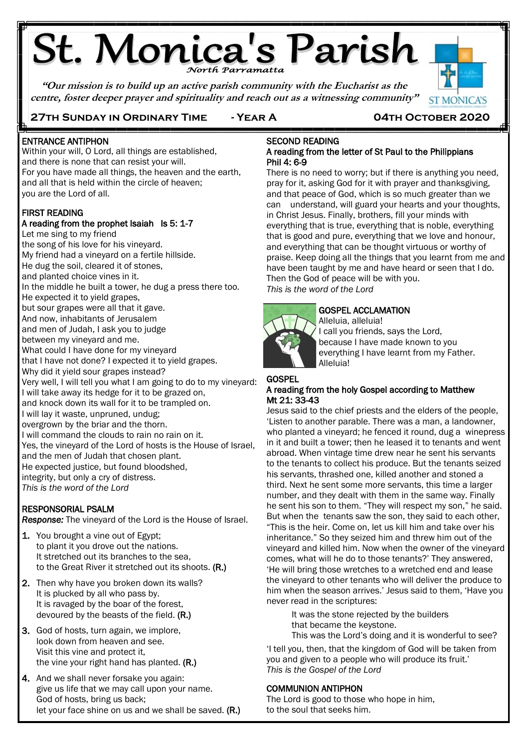# St. Monica's Parish

*North Parramatta*

***"Our mission is to build up an active parish community with the Eucharist as the centre, foster deeper prayer and spirituality and reach out as a witnessing community"***

ST MONICA'S

**27TH SUNDAY IN ORDINARY TIME - YEAR A 04TH OCTOBER 2020**

## ENTRANCE ANTIPHON

Within your will, O Lord, all things are established,
and there is none that can resist your will.
For you have made all things, the heaven and the earth,
and all that is held within the circle of heaven;
you are the Lord of all.

## FIRST READING

### A reading from the prophet Isaiah Is 5: 1-7

Let me sing to my friend
the song of his love for his vineyard.
My friend had a vineyard on a fertile hillside.
He dug the soil, cleared it of stones,
and planted choice vines in it.
In the middle he built a tower, he dug a press there too.
He expected it to yield grapes,
but sour grapes were all that it gave.
And now, inhabitants of Jerusalem
and men of Judah, I ask you to judge
between my vineyard and me.
What could I have done for my vineyard
that I have not done? I expected it to yield grapes.
Why did it yield sour grapes instead?
Very well, I will tell you what I am going to do to my vineyard:
I will take away its hedge for it to be grazed on,
and knock down its wall for it to be trampled on.
I will lay it waste, unpruned, undug;
overgrown by the briar and the thorn.
I will command the clouds to rain no rain on it.
Yes, the vineyard of the Lord of hosts is the House of Israel,
and the men of Judah that chosen plant.
He expected justice, but found bloodshed,
integrity, but only a cry of distress.
*This is the word of the Lord*

## RESPONSORIAL PSALM

***Response:*** The vineyard of the Lord is the House of Israel.

1. You brought a vine out of Egypt;
   to plant it you drove out the nations.
   It stretched out its branches to the sea,
   to the Great River it stretched out its shoots. **(R.)**
2. Then why have you broken down its walls?
   It is plucked by all who pass by.
   It is ravaged by the boar of the forest,
   devoured by the beasts of the field. **(R.)**
3. God of hosts, turn again, we implore,
   look down from heaven and see.
   Visit this vine and protect it,
   the vine your right hand has planted. **(R.)**
4. And we shall never forsake you again:
   give us life that we may call upon your name.
   God of hosts, bring us back;
   let your face shine on us and we shall be saved. **(R.)**

## SECOND READING

### A reading from the letter of St Paul to the Philippians
### Phil 4: 6-9

There is no need to worry; but if there is anything you need, pray for it, asking God for it with prayer and thanksgiving, and that peace of God, which is so much greater than we can understand, will guard your hearts and your thoughts, in Christ Jesus. Finally, brothers, fill your minds with everything that is true, everything that is noble, everything that is good and pure, everything that we love and honour, and everything that can be thought virtuous or worthy of praise. Keep doing all the things that you learnt from me and have been taught by me and have heard or seen that I do. Then the God of peace will be with you.
*This is the word of the Lord*

## GOSPEL ACCLAMATION

Alleluia, alleluia!
I call you friends, says the Lord,
because I have made known to you
everything I have learnt from my Father.
Alleluia!

## GOSPEL

### A reading from the holy Gospel according to Matthew
### Mt 21: 33-43

Jesus said to the chief priests and the elders of the people, 'Listen to another parable. There was a man, a landowner, who planted a vineyard; he fenced it round, dug a winepress in it and built a tower; then he leased it to tenants and went abroad. When vintage time drew near he sent his servants to the tenants to collect his produce. But the tenants seized his servants, thrashed one, killed another and stoned a third. Next he sent some more servants, this time a larger number, and they dealt with them in the same way. Finally he sent his son to them. "They will respect my son," he said. But when the tenants saw the son, they said to each other, "This is the heir. Come on, let us kill him and take over his inheritance." So they seized him and threw him out of the vineyard and killed him. Now when the owner of the vineyard comes, what will he do to those tenants?' They answered, 'He will bring those wretches to a wretched end and lease the vineyard to other tenants who will deliver the produce to him when the season arrives.' Jesus said to them, 'Have you never read in the scriptures:

> It was the stone rejected by the builders
> that became the keystone.
> This was the Lord's doing and it is wonderful to see?

'I tell you, then, that the kingdom of God will be taken from you and given to a people who will produce its fruit.'
*This is the Gospel of the Lord*

## COMMUNION ANTIPHON

The Lord is good to those who hope in him,
to the soul that seeks him.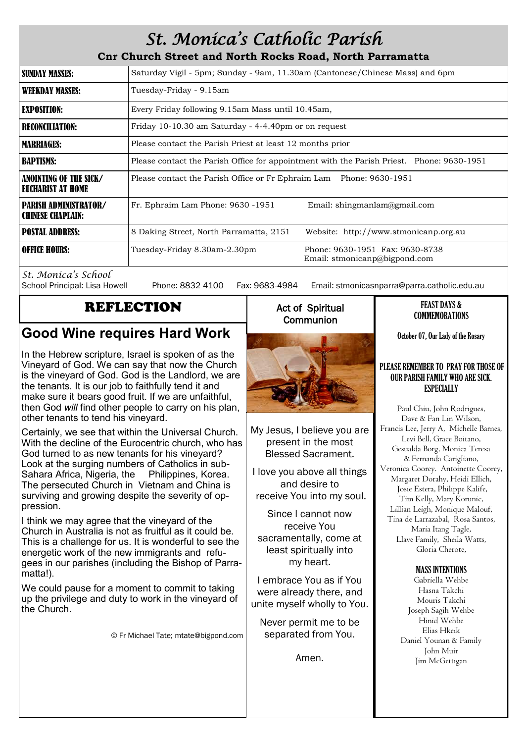# St. Monica's Catholic Parish

**Cnr Church Street and North Rocks Road, North Parramatta**

| | |
|---|---|
| **SUNDAY MASSES:** | Saturday Vigil - 5pm; Sunday - 9am, 11.30am (Cantonese/Chinese Mass) and 6pm |
| **WEEKDAY MASSES:** | Tuesday-Friday - 9.15am |
| **EXPOSITION:** | Every Friday following 9.15am Mass until 10.45am, |
| **RECONCILIATION:** | Friday 10-10.30 am Saturday - 4-4.40pm or on request |
| **MARRIAGES:** | Please contact the Parish Priest at least 12 months prior |
| **BAPTISMS:** | Please contact the Parish Office for appointment with the Parish Priest. Phone: 9630-1951 |
| **ANOINTING OF THE SICK/ EUCHARIST AT HOME** | Please contact the Parish Office or Fr Ephraim Lam Phone: 9630-1951 |
| **PARISH ADMINISTRATOR/ CHINESE CHAPLAIN:** | Fr. Ephraim Lam Phone: 9630 -1951 Email: shingmanlam@gmail.com |
| **POSTAL ADDRESS:** | 8 Daking Street, North Parramatta, 2151 Website: http://www.stmonicanp.org.au |
| **OFFICE HOURS:** | Tuesday-Friday 8.30am-2.30pm Phone: 9630-1951 Fax: 9630-8738 Email: stmonicanp@bigpond.com |

*St. Monica's School*
School Principal: Lisa Howell Phone: 8832 4100 Fax: 9683-4984 Email: stmonicasnparra@parra.catholic.edu.au

## REFLECTION

## Good Wine requires Hard Work

In the Hebrew scripture, Israel is spoken of as the Vineyard of God. We can say that now the Church is the vineyard of God. God is the Landlord, we are the tenants. It is our job to faithfully tend it and make sure it bears good fruit. If we are unfaithful, then God *will* find other people to carry on his plan, other tenants to tend his vineyard.

Certainly, we see that within the Universal Church. With the decline of the Eurocentric church, who has God turned to as new tenants for his vineyard? Look at the surging numbers of Catholics in sub-Sahara Africa, Nigeria, the Philippines, Korea. The persecuted Church in Vietnam and China is surviving and growing despite the severity of oppression.

I think we may agree that the vineyard of the Church in Australia is not as fruitful as it could be. This is a challenge for us. It is wonderful to see the energetic work of the new immigrants and refugees in our parishes (including the Bishop of Parramatta!).

We could pause for a moment to commit to taking up the privilege and duty to work in the vineyard of the Church.

© Fr Michael Tate; mtate@bigpond.com

### Act of Spiritual Communion

My Jesus, I believe you are present in the most Blessed Sacrament.

I love you above all things and desire to receive You into my soul.

Since I cannot now receive You sacramentally, come at least spiritually into my heart.

I embrace You as if You were already there, and unite myself wholly to You.

Never permit me to be separated from You.

Amen.

### FEAST DAYS & COMMEMORATIONS

October 07, Our Lady of the Rosary

### PLEASE REMEMBER TO PRAY FOR THOSE OF OUR PARISH FAMILY WHO ARE SICK. ESPECIALLY

Paul Chiu, John Rodrigues, Dave & Fan Lin Wilson, Francis Lee, Jerry A, Michelle Barnes, Levi Bell, Grace Boitano, Gesualda Borg, Monica Teresa & Fernanda Carigliano, Veronica Coorey. Antoinette Coorey, Margaret Dorahy, Heidi Ellich, Josie Estera, Philippe Kalife, Tim Kelly, Mary Korunic, Lillian Leigh, Monique Malouf, Tina de Larrazabal, Rosa Santos, Maria Itang Tagle, Llave Family, Sheila Watts, Gloria Cherote,

### MASS INTENTIONS

Gabriella Wehbe
Hasna Takchi
Mouris Takchi
Joseph Sagih Wehbe
Hinid Wehbe
Elias Hkeik
Daniel Younan & Family
John Muir
Jim McGettigan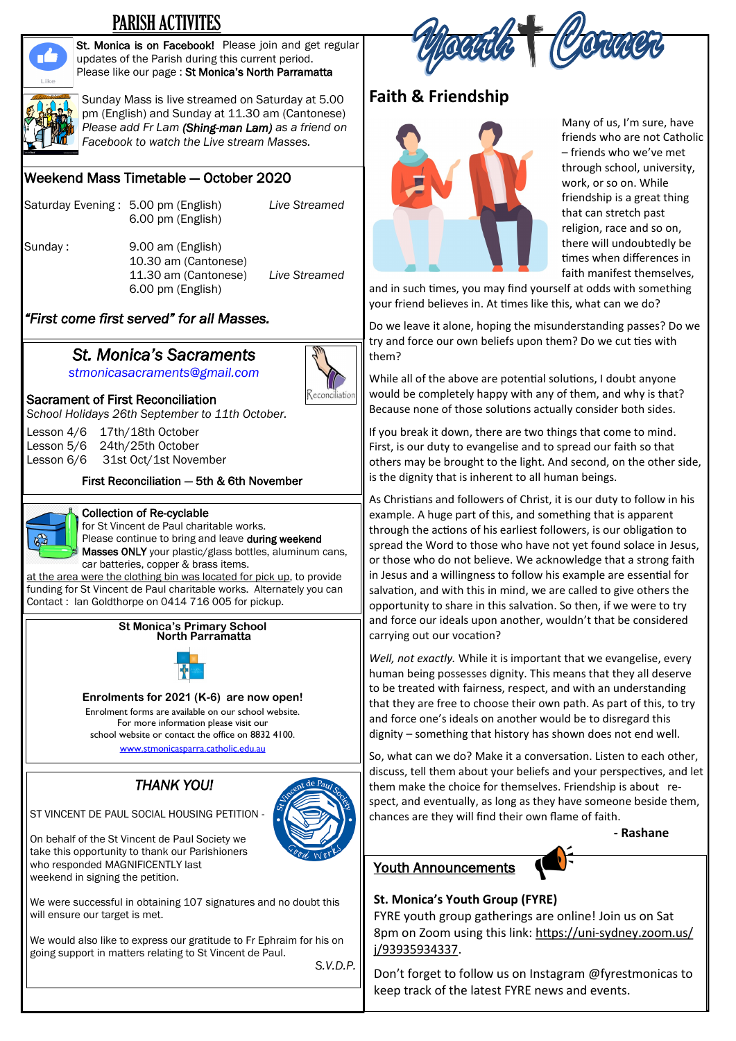# PARISH ACTIVITES

**St. Monica is on Facebook!** Please join and get regular updates of the Parish during this current period. Please like our page : **St Monica's North Parramatta**

Sunday Mass is live streamed on Saturday at 5.00 pm (English) and Sunday at 11.30 am (Cantonese) *Please add Fr Lam **(Shing-man Lam)** as a friend on Facebook to watch the Live stream Masses.*

## Weekend Mass Timetable — October 2020

| | | |
|---|---|---|
| Saturday Evening : | 5.00 pm (English) | *Live Streamed* |
| | 6.00 pm (English) | |
| Sunday : | 9.00 am (English) | |
| | 10.30 am (Cantonese) | |
| | 11.30 am (Cantonese) | *Live Streamed* |
| | 6.00 pm (English) | |

*"First come first served" for all Masses.*

## *St. Monica's Sacraments*

*stmonicasacraments@gmail.com*

### Sacrament of First Reconciliation

*School Holidays 26th September to 11th October.*

Lesson 4/6 17th/18th October
Lesson 5/6 24th/25th October
Lesson 6/6 31st Oct/1st November

**First Reconciliation — 5th & 6th November**

**Collection of Re-cyclable** for St Vincent de Paul charitable works. Please continue to bring and leave **during weekend Masses ONLY** your plastic/glass bottles, aluminum cans, car batteries, copper & brass items. at the area were the clothing bin was located for pick up, to provide funding for St Vincent de Paul charitable works. Alternately you can Contact : Ian Goldthorpe on 0414 716 005 for pickup.

**St Monica's Primary School North Parramatta**

**Enrolments for 2021 (K-6) are now open!**

Enrolment forms are available on our school website. For more information please visit our school website or contact the office on 8832 4100.

www.stmonicasparra.catholic.edu.au

## *THANK YOU!*

ST VINCENT DE PAUL SOCIAL HOUSING PETITION -

On behalf of the St Vincent de Paul Society we take this opportunity to thank our Parishioners who responded MAGNIFICENTLY last weekend in signing the petition.

We were successful in obtaining 107 signatures and no doubt this will ensure our target is met.

We would also like to express our gratitude to Fr Ephraim for his on going support in matters relating to St Vincent de Paul.

*S.V.D.P.*

# Youth Corner

## Faith & Friendship

Many of us, I'm sure, have friends who are not Catholic – friends who we've met through school, university, work, or so on. While friendship is a great thing that can stretch past religion, race and so on, there will undoubtedly be times when differences in faith manifest themselves, and in such times, you may find yourself at odds with something your friend believes in. At times like this, what can we do?

Do we leave it alone, hoping the misunderstanding passes? Do we try and force our own beliefs upon them? Do we cut ties with them?

While all of the above are potential solutions, I doubt anyone would be completely happy with any of them, and why is that? Because none of those solutions actually consider both sides.

If you break it down, there are two things that come to mind. First, is our duty to evangelise and to spread our faith so that others may be brought to the light. And second, on the other side, is the dignity that is inherent to all human beings.

As Christians and followers of Christ, it is our duty to follow in his example. A huge part of this, and something that is apparent through the actions of his earliest followers, is our obligation to spread the Word to those who have not yet found solace in Jesus, or those who do not believe. We acknowledge that a strong faith in Jesus and a willingness to follow his example are essential for salvation, and with this in mind, we are called to give others the opportunity to share in this salvation. So then, if we were to try and force our ideals upon another, wouldn't that be considered carrying out our vocation?

*Well, not exactly.* While it is important that we evangelise, every human being possesses dignity. This means that they all deserve to be treated with fairness, respect, and with an understanding that they are free to choose their own path. As part of this, to try and force one's ideals on another would be to disregard this dignity – something that history has shown does not end well.

So, what can we do? Make it a conversation. Listen to each other, discuss, tell them about your beliefs and your perspectives, and let them make the choice for themselves. Friendship is about re-spect, and eventually, as long as they have someone beside them, chances are they will find their own flame of faith.

**- Rashane**

## Youth Announcements

**St. Monica's Youth Group (FYRE)**

FYRE youth group gatherings are online! Join us on Sat 8pm on Zoom using this link: https://uni-sydney.zoom.us/j/93935934337.

Don't forget to follow us on Instagram @fyrestmonicas to keep track of the latest FYRE news and events.